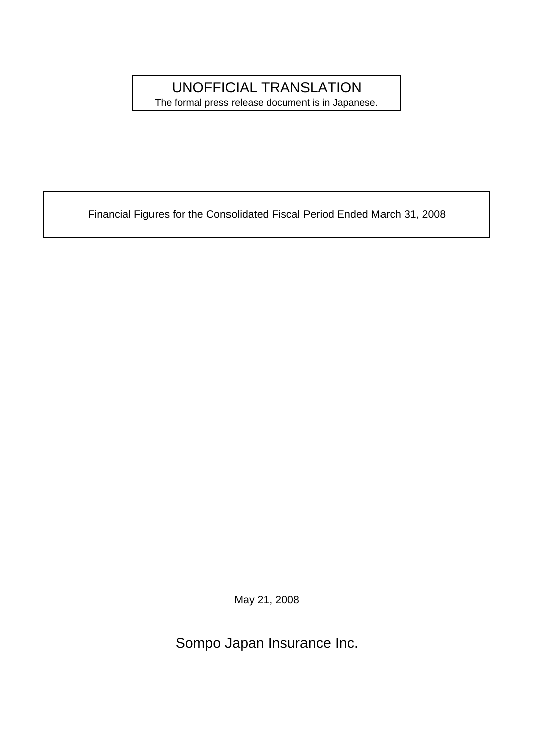UNOFFICIAL TRANSLATION

The formal press release document is in Japanese.

# Financial Figures for the Consolidated Fiscal Period Ended March 31, 2008

May 21, 2008

Sompo Japan Insurance Inc.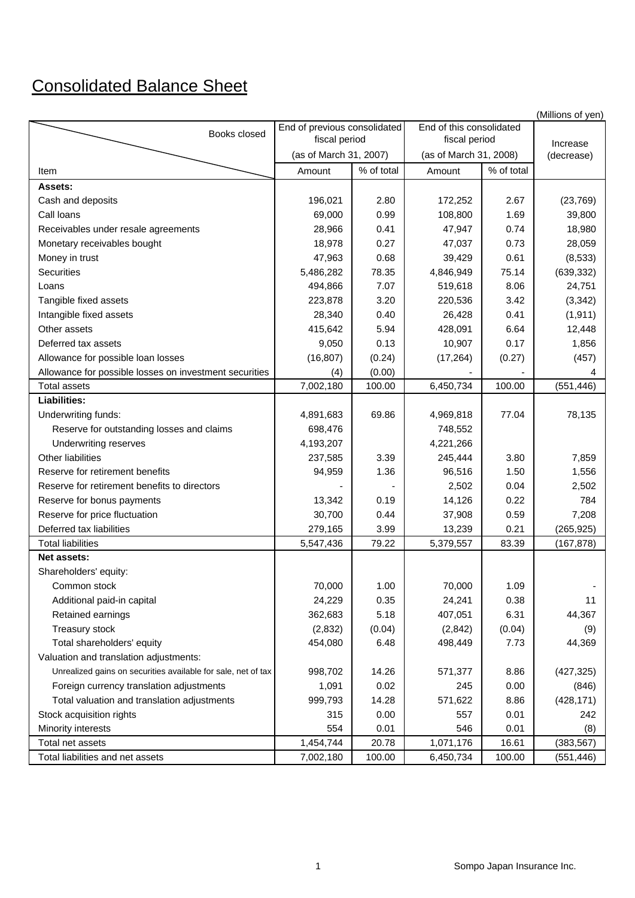# Consolidated Balance Sheet

(Millions of yen)

| Item | End of previous consolidated fiscal period (as of March 31, 2007) | | End of this consolidated fiscal period (as of March 31, 2008) | | Increase (decrease) |
|---|---|---|---|---|---|
| | Amount | % of total | Amount | % of total | |
| **Assets:** | | | | | |
| Cash and deposits | 196,021 | 2.80 | 172,252 | 2.67 | (23,769) |
| Call loans | 69,000 | 0.99 | 108,800 | 1.69 | 39,800 |
| Receivables under resale agreements | 28,966 | 0.41 | 47,947 | 0.74 | 18,980 |
| Monetary receivables bought | 18,978 | 0.27 | 47,037 | 0.73 | 28,059 |
| Money in trust | 47,963 | 0.68 | 39,429 | 0.61 | (8,533) |
| Securities | 5,486,282 | 78.35 | 4,846,949 | 75.14 | (639,332) |
| Loans | 494,866 | 7.07 | 519,618 | 8.06 | 24,751 |
| Tangible fixed assets | 223,878 | 3.20 | 220,536 | 3.42 | (3,342) |
| Intangible fixed assets | 28,340 | 0.40 | 26,428 | 0.41 | (1,911) |
| Other assets | 415,642 | 5.94 | 428,091 | 6.64 | 12,448 |
| Deferred tax assets | 9,050 | 0.13 | 10,907 | 0.17 | 1,856 |
| Allowance for possible loan losses | (16,807) | (0.24) | (17,264) | (0.27) | (457) |
| Allowance for possible losses on investment securities | (4) | (0.00) | - | - | 4 |
| Total assets | 7,002,180 | 100.00 | 6,450,734 | 100.00 | (551,446) |
| **Liabilities:** | | | | | |
| Underwriting funds: | 4,891,683 | 69.86 | 4,969,818 | 77.04 | 78,135 |
| Reserve for outstanding losses and claims | 698,476 | | 748,552 | | |
| Underwriting reserves | 4,193,207 | | 4,221,266 | | |
| Other liabilities | 237,585 | 3.39 | 245,444 | 3.80 | 7,859 |
| Reserve for retirement benefits | 94,959 | 1.36 | 96,516 | 1.50 | 1,556 |
| Reserve for retirement benefits to directors | - | - | 2,502 | 0.04 | 2,502 |
| Reserve for bonus payments | 13,342 | 0.19 | 14,126 | 0.22 | 784 |
| Reserve for price fluctuation | 30,700 | 0.44 | 37,908 | 0.59 | 7,208 |
| Deferred tax liabilities | 279,165 | 3.99 | 13,239 | 0.21 | (265,925) |
| Total liabilities | 5,547,436 | 79.22 | 5,379,557 | 83.39 | (167,878) |
| **Net assets:** | | | | | |
| Shareholders' equity: | | | | | |
| Common stock | 70,000 | 1.00 | 70,000 | 1.09 | - |
| Additional paid-in capital | 24,229 | 0.35 | 24,241 | 0.38 | 11 |
| Retained earnings | 362,683 | 5.18 | 407,051 | 6.31 | 44,367 |
| Treasury stock | (2,832) | (0.04) | (2,842) | (0.04) | (9) |
| Total shareholders' equity | 454,080 | 6.48 | 498,449 | 7.73 | 44,369 |
| Valuation and translation adjustments: | | | | | |
| Unrealized gains on securities available for sale, net of tax | 998,702 | 14.26 | 571,377 | 8.86 | (427,325) |
| Foreign currency translation adjustments | 1,091 | 0.02 | 245 | 0.00 | (846) |
| Total valuation and translation adjustments | 999,793 | 14.28 | 571,622 | 8.86 | (428,171) |
| Stock acquisition rights | 315 | 0.00 | 557 | 0.01 | 242 |
| Minority interests | 554 | 0.01 | 546 | 0.01 | (8) |
| Total net assets | 1,454,744 | 20.78 | 1,071,176 | 16.61 | (383,567) |
| Total liabilities and net assets | 7,002,180 | 100.00 | 6,450,734 | 100.00 | (551,446) |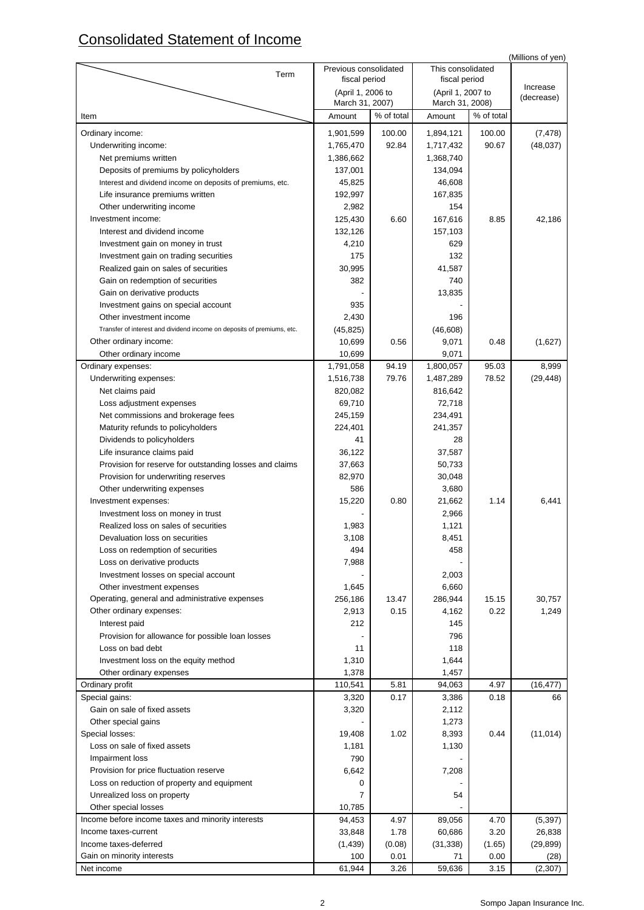# Consolidated Statement of Income

(Millions of yen)

| Item | Previous consolidated fiscal period (April 1, 2006 to March 31, 2007) | | This consolidated fiscal period (April 1, 2007 to March 31, 2008) | | Increase (decrease) |
|---|---|---|---|---|---|
| | Amount | % of total | Amount | % of total | |
| Ordinary income: | 1,901,599 | 100.00 | 1,894,121 | 100.00 | (7,478) |
| Underwriting income: | 1,765,470 | 92.84 | 1,717,432 | 90.67 | (48,037) |
| Net premiums written | 1,386,662 | | 1,368,740 | | |
| Deposits of premiums by policyholders | 137,001 | | 134,094 | | |
| Interest and dividend income on deposits of premiums, etc. | 45,825 | | 46,608 | | |
| Life insurance premiums written | 192,997 | | 167,835 | | |
| Other underwriting income | 2,982 | | 154 | | |
| Investment income: | 125,430 | 6.60 | 167,616 | 8.85 | 42,186 |
| Interest and dividend income | 132,126 | | 157,103 | | |
| Investment gain on money in trust | 4,210 | | 629 | | |
| Investment gain on trading securities | 175 | | 132 | | |
| Realized gain on sales of securities | 30,995 | | 41,587 | | |
| Gain on redemption of securities | 382 | | 740 | | |
| Gain on derivative products | - | | 13,835 | | |
| Investment gains on special account | 935 | | - | | |
| Other investment income | 2,430 | | 196 | | |
| Transfer of interest and dividend income on deposits of premiums, etc. | (45,825) | | (46,608) | | |
| Other ordinary income: | 10,699 | 0.56 | 9,071 | 0.48 | (1,627) |
| Other ordinary income | 10,699 | | 9,071 | | |
| Ordinary expenses: | 1,791,058 | 94.19 | 1,800,057 | 95.03 | 8,999 |
| Underwriting expenses: | 1,516,738 | 79.76 | 1,487,289 | 78.52 | (29,448) |
| Net claims paid | 820,082 | | 816,642 | | |
| Loss adjustment expenses | 69,710 | | 72,718 | | |
| Net commissions and brokerage fees | 245,159 | | 234,491 | | |
| Maturity refunds to policyholders | 224,401 | | 241,357 | | |
| Dividends to policyholders | 41 | | 28 | | |
| Life insurance claims paid | 36,122 | | 37,587 | | |
| Provision for reserve for outstanding losses and claims | 37,663 | | 50,733 | | |
| Provision for underwriting reserves | 82,970 | | 30,048 | | |
| Other underwriting expenses | 586 | | 3,680 | | |
| Investment expenses: | 15,220 | 0.80 | 21,662 | 1.14 | 6,441 |
| Investment loss on money in trust | - | | 2,966 | | |
| Realized loss on sales of securities | 1,983 | | 1,121 | | |
| Devaluation loss on securities | 3,108 | | 8,451 | | |
| Loss on redemption of securities | 494 | | 458 | | |
| Loss on derivative products | 7,988 | | - | | |
| Investment losses on special account | - | | 2,003 | | |
| Other investment expenses | 1,645 | | 6,660 | | |
| Operating, general and administrative expenses | 256,186 | 13.47 | 286,944 | 15.15 | 30,757 |
| Other ordinary expenses: | 2,913 | 0.15 | 4,162 | 0.22 | 1,249 |
| Interest paid | 212 | | 145 | | |
| Provision for allowance for possible loan losses | - | | 796 | | |
| Loss on bad debt | 11 | | 118 | | |
| Investment loss on the equity method | 1,310 | | 1,644 | | |
| Other ordinary expenses | 1,378 | | 1,457 | | |
| Ordinary profit | 110,541 | 5.81 | 94,063 | 4.97 | (16,477) |
| Special gains: | 3,320 | 0.17 | 3,386 | 0.18 | 66 |
| Gain on sale of fixed assets | 3,320 | | 2,112 | | |
| Other special gains | - | | 1,273 | | |
| Special losses: | 19,408 | 1.02 | 8,393 | 0.44 | (11,014) |
| Loss on sale of fixed assets | 1,181 | | 1,130 | | |
| Impairment loss | 790 | | - | | |
| Provision for price fluctuation reserve | 6,642 | | 7,208 | | |
| Loss on reduction of property and equipment | 0 | | - | | |
| Unrealized loss on property | 7 | | 54 | | |
| Other special losses | 10,785 | | - | | |
| Income before income taxes and minority interests | 94,453 | 4.97 | 89,056 | 4.70 | (5,397) |
| Income taxes-current | 33,848 | 1.78 | 60,686 | 3.20 | 26,838 |
| Income taxes-deferred | (1,439) | (0.08) | (31,338) | (1.65) | (29,899) |
| Gain on minority interests | 100 | 0.01 | 71 | 0.00 | (28) |
| Net income | 61,944 | 3.26 | 59,636 | 3.15 | (2,307) |